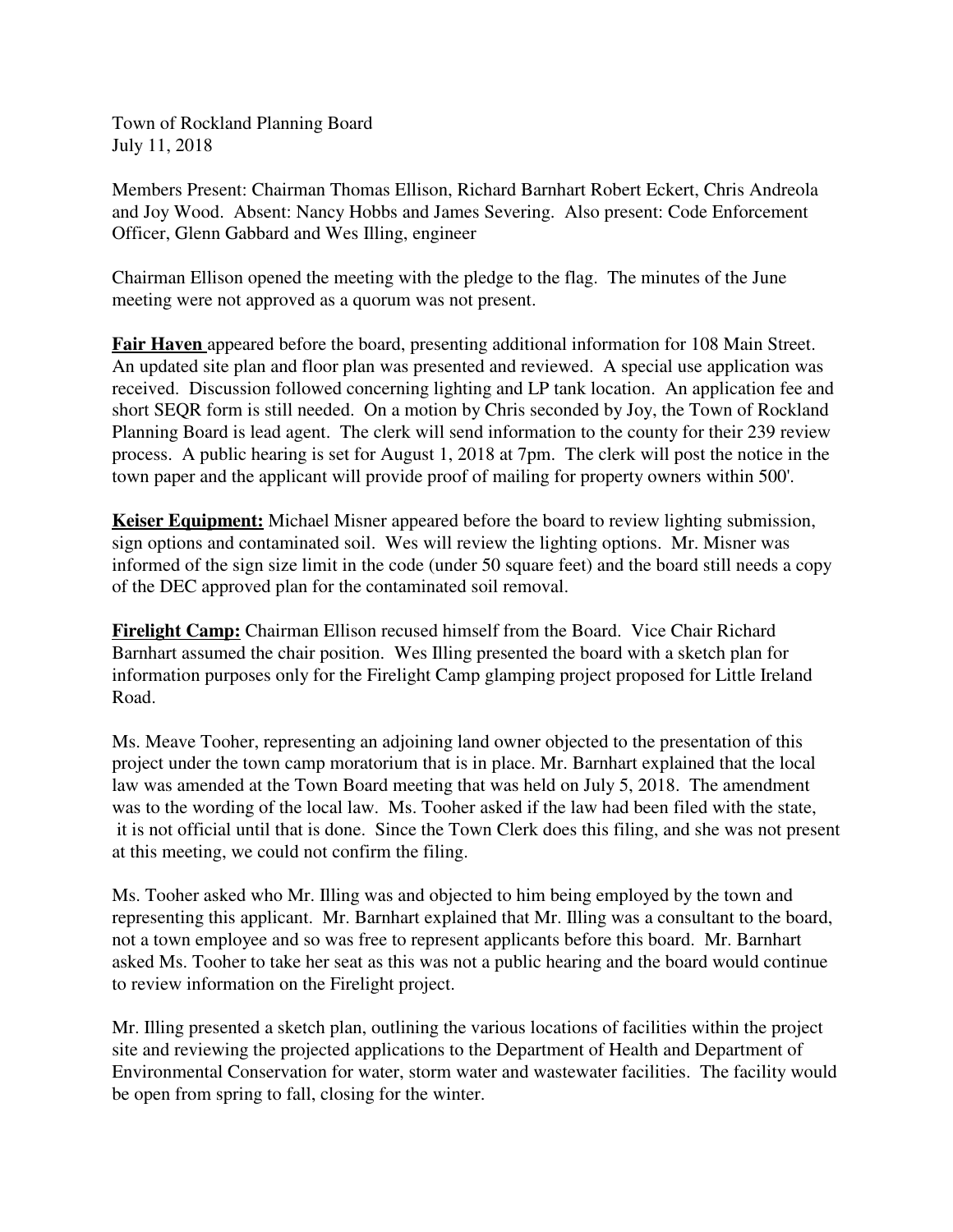Town of Rockland Planning Board
July 11, 2018

Members Present: Chairman Thomas Ellison, Richard Barnhart Robert Eckert, Chris Andreola and Joy Wood. Absent: Nancy Hobbs and James Severing. Also present: Code Enforcement Officer, Glenn Gabbard and Wes Illing, engineer

Chairman Ellison opened the meeting with the pledge to the flag. The minutes of the June meeting were not approved as a quorum was not present.

**Fair Haven** appeared before the board, presenting additional information for 108 Main Street. An updated site plan and floor plan was presented and reviewed. A special use application was received. Discussion followed concerning lighting and LP tank location. An application fee and short SEQR form is still needed. On a motion by Chris seconded by Joy, the Town of Rockland Planning Board is lead agent. The clerk will send information to the county for their 239 review process. A public hearing is set for August 1, 2018 at 7pm. The clerk will post the notice in the town paper and the applicant will provide proof of mailing for property owners within 500'.

**Keiser Equipment:** Michael Misner appeared before the board to review lighting submission, sign options and contaminated soil. Wes will review the lighting options. Mr. Misner was informed of the sign size limit in the code (under 50 square feet) and the board still needs a copy of the DEC approved plan for the contaminated soil removal.

**Firelight Camp:** Chairman Ellison recused himself from the Board. Vice Chair Richard Barnhart assumed the chair position. Wes Illing presented the board with a sketch plan for information purposes only for the Firelight Camp glamping project proposed for Little Ireland Road.

Ms. Meave Tooher, representing an adjoining land owner objected to the presentation of this project under the town camp moratorium that is in place. Mr. Barnhart explained that the local law was amended at the Town Board meeting that was held on July 5, 2018. The amendment was to the wording of the local law. Ms. Tooher asked if the law had been filed with the state, it is not official until that is done. Since the Town Clerk does this filing, and she was not present at this meeting, we could not confirm the filing.

Ms. Tooher asked who Mr. Illing was and objected to him being employed by the town and representing this applicant. Mr. Barnhart explained that Mr. Illing was a consultant to the board, not a town employee and so was free to represent applicants before this board. Mr. Barnhart asked Ms. Tooher to take her seat as this was not a public hearing and the board would continue to review information on the Firelight project.

Mr. Illing presented a sketch plan, outlining the various locations of facilities within the project site and reviewing the projected applications to the Department of Health and Department of Environmental Conservation for water, storm water and wastewater facilities. The facility would be open from spring to fall, closing for the winter.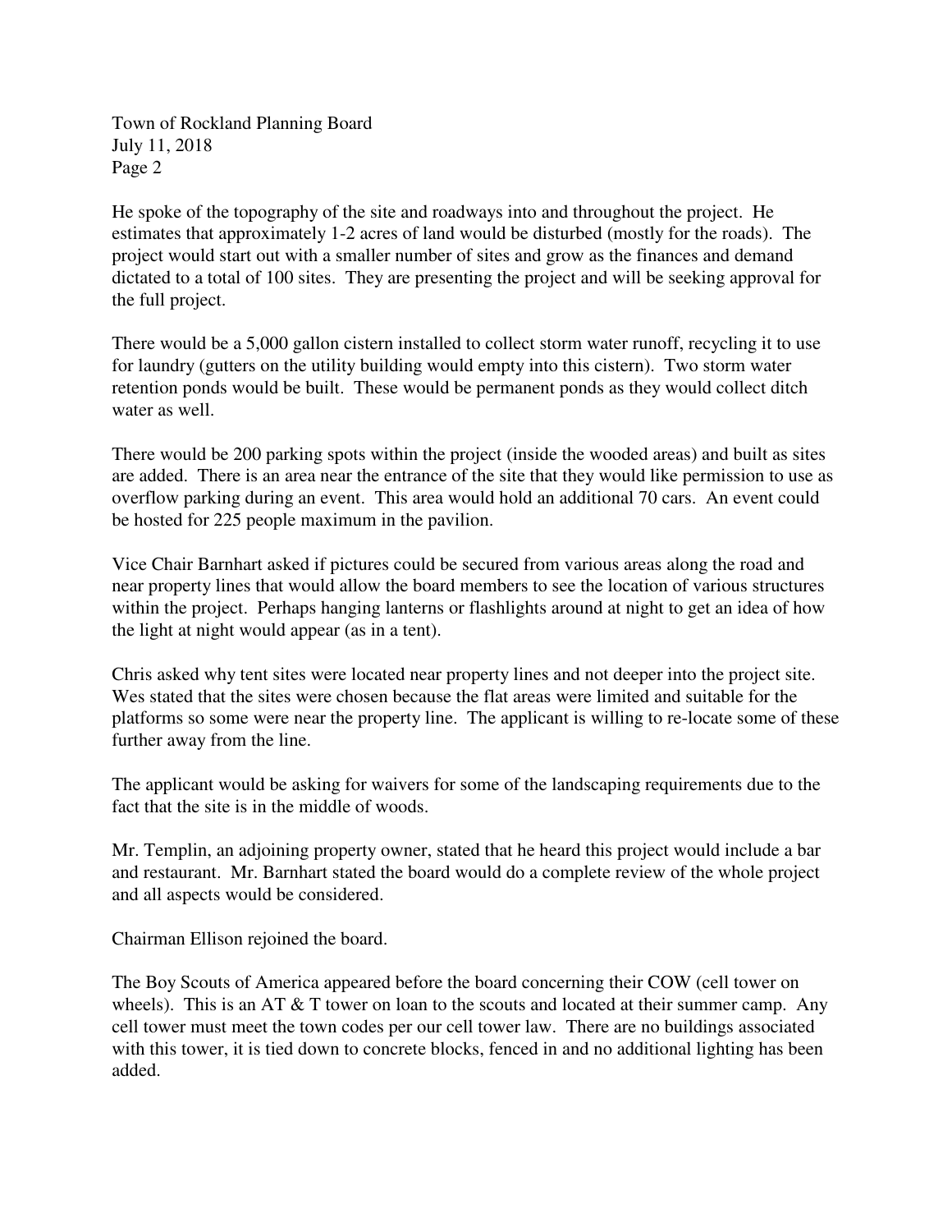He spoke of the topography of the site and roadways into and throughout the project. He estimates that approximately 1-2 acres of land would be disturbed (mostly for the roads). The project would start out with a smaller number of sites and grow as the finances and demand dictated to a total of 100 sites. They are presenting the project and will be seeking approval for the full project.

There would be a 5,000 gallon cistern installed to collect storm water runoff, recycling it to use for laundry (gutters on the utility building would empty into this cistern). Two storm water retention ponds would be built. These would be permanent ponds as they would collect ditch water as well.

There would be 200 parking spots within the project (inside the wooded areas) and built as sites are added. There is an area near the entrance of the site that they would like permission to use as overflow parking during an event. This area would hold an additional 70 cars. An event could be hosted for 225 people maximum in the pavilion.

Vice Chair Barnhart asked if pictures could be secured from various areas along the road and near property lines that would allow the board members to see the location of various structures within the project. Perhaps hanging lanterns or flashlights around at night to get an idea of how the light at night would appear (as in a tent).

Chris asked why tent sites were located near property lines and not deeper into the project site. Wes stated that the sites were chosen because the flat areas were limited and suitable for the platforms so some were near the property line. The applicant is willing to re-locate some of these further away from the line.

The applicant would be asking for waivers for some of the landscaping requirements due to the fact that the site is in the middle of woods.

Mr. Templin, an adjoining property owner, stated that he heard this project would include a bar and restaurant. Mr. Barnhart stated the board would do a complete review of the whole project and all aspects would be considered.

Chairman Ellison rejoined the board.

The Boy Scouts of America appeared before the board concerning their COW (cell tower on wheels). This is an AT & T tower on loan to the scouts and located at their summer camp. Any cell tower must meet the town codes per our cell tower law. There are no buildings associated with this tower, it is tied down to concrete blocks, fenced in and no additional lighting has been added.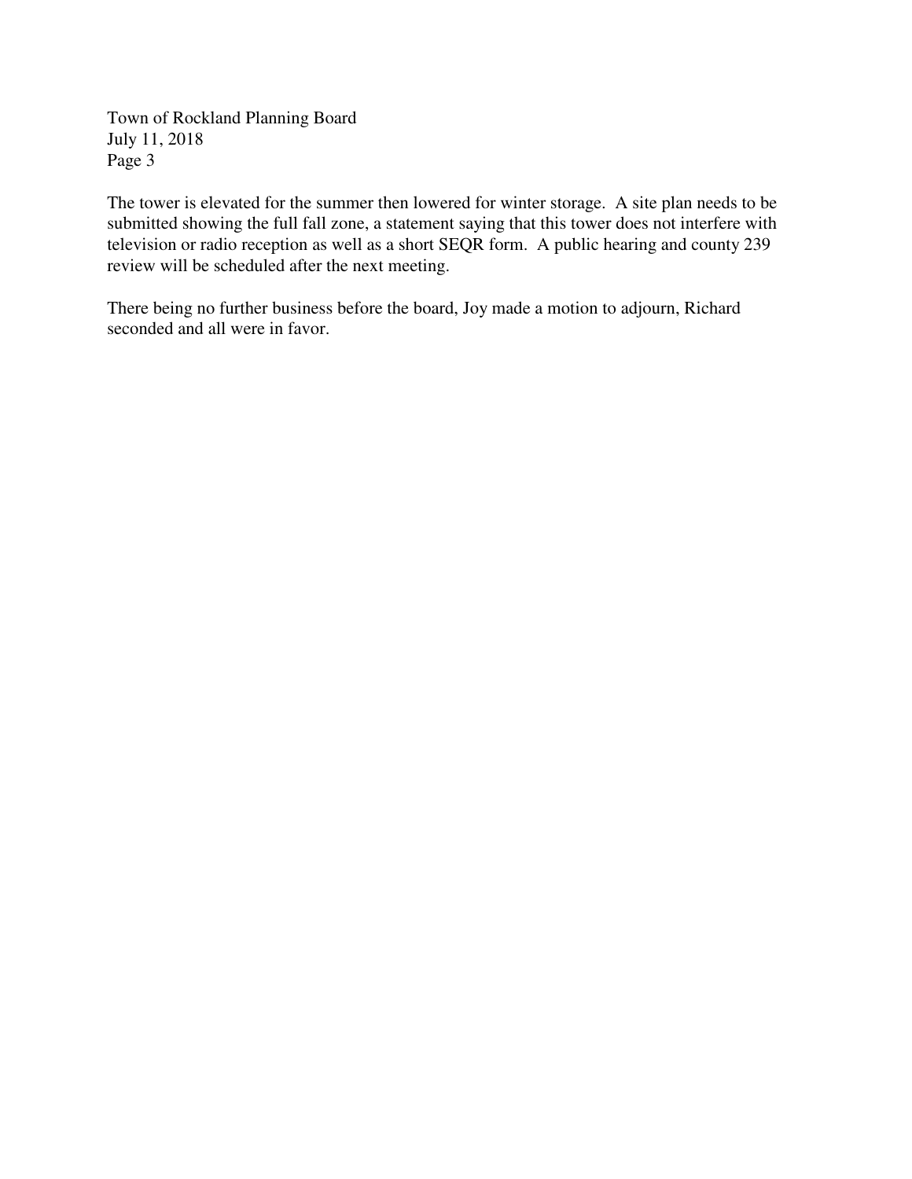The tower is elevated for the summer then lowered for winter storage. A site plan needs to be submitted showing the full fall zone, a statement saying that this tower does not interfere with television or radio reception as well as a short SEQR form. A public hearing and county 239 review will be scheduled after the next meeting.

There being no further business before the board, Joy made a motion to adjourn, Richard seconded and all were in favor.